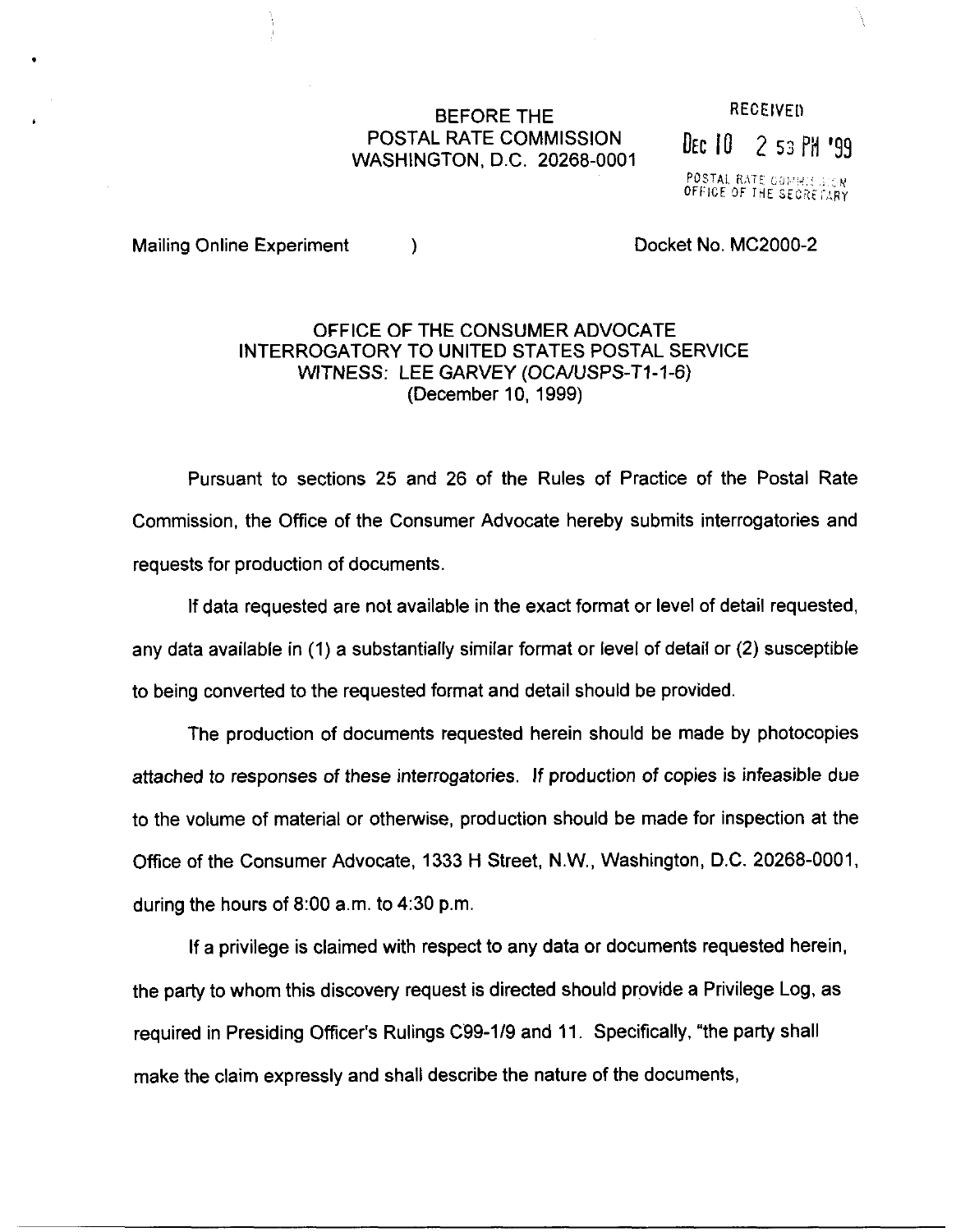BEFORE THE
POSTAL RATE COMMISSION
WASHINGTON, D.C. 20268-0001

RECEIVED

DEC 10 2 53 PM '99

POSTAL RATE COMMISSION
OFFICE OF THE SECRETARY

Mailing Online Experiment )                Docket No. MC2000-2

OFFICE OF THE CONSUMER ADVOCATE
INTERROGATORY TO UNITED STATES POSTAL SERVICE
WITNESS: LEE GARVEY (OCA/USPS-T1-1-6)
(December 10, 1999)

Pursuant to sections 25 and 26 of the Rules of Practice of the Postal Rate Commission, the Office of the Consumer Advocate hereby submits interrogatories and requests for production of documents.

If data requested are not available in the exact format or level of detail requested, any data available in (1) a substantially similar format or level of detail or (2) susceptible to being converted to the requested format and detail should be provided.

The production of documents requested herein should be made by photocopies attached to responses of these interrogatories. If production of copies is infeasible due to the volume of material or otherwise, production should be made for inspection at the Office of the Consumer Advocate, 1333 H Street, N.W., Washington, D.C. 20268-0001, during the hours of 8:00 a.m. to 4:30 p.m.

If a privilege is claimed with respect to any data or documents requested herein, the party to whom this discovery request is directed should provide a Privilege Log, as required in Presiding Officer's Rulings C99-1/9 and 11. Specifically, "the party shall make the claim expressly and shall describe the nature of the documents,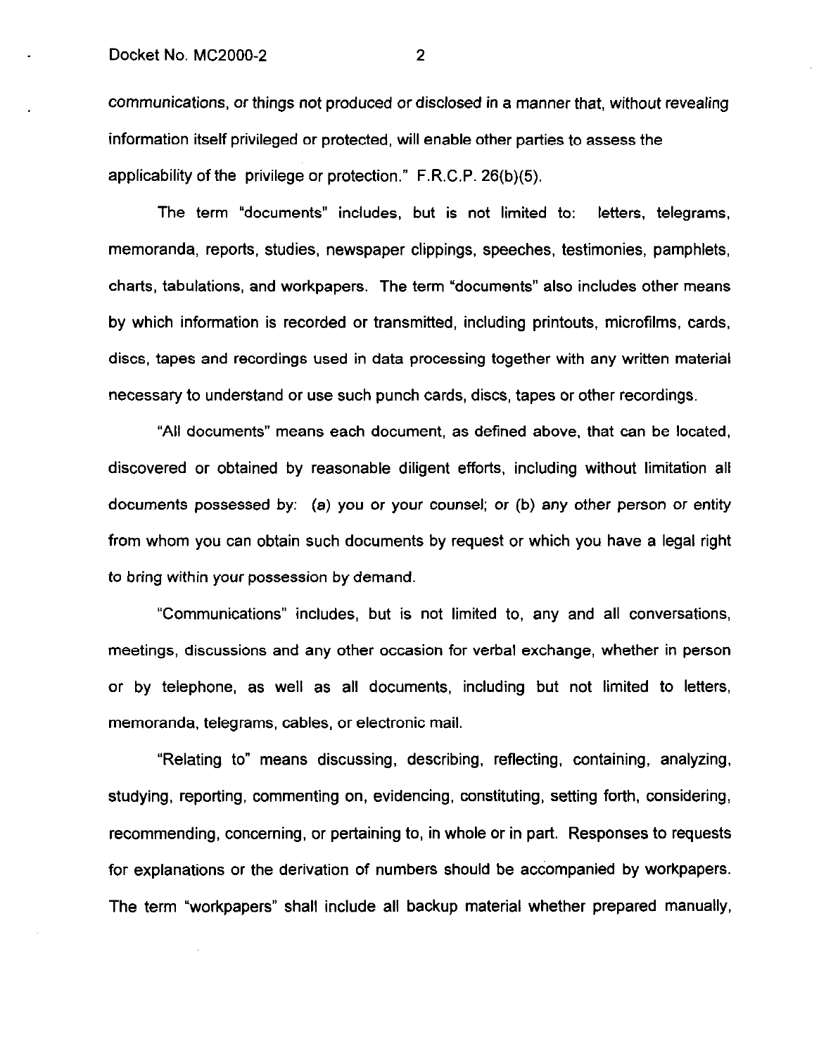communications, or things not produced or disclosed in a manner that, without revealing information itself privileged or protected, will enable other parties to assess the applicability of the privilege or protection." F.R.C.P. 26(b)(5).

The term "documents" includes, but is not limited to: letters, telegrams, memoranda, reports, studies, newspaper clippings, speeches, testimonies, pamphlets, charts, tabulations, and workpapers. The term "documents" also includes other means by which information is recorded or transmitted, including printouts, microfilms, cards, discs, tapes and recordings used in data processing together with any written material necessary to understand or use such punch cards, discs, tapes or other recordings.

"All documents" means each document, as defined above, that can be located, discovered or obtained by reasonable diligent efforts, including without limitation all documents possessed by: (a) you or your counsel; or (b) any other person or entity from whom you can obtain such documents by request or which you have a legal right to bring within your possession by demand.

"Communications" includes, but is not limited to, any and all conversations, meetings, discussions and any other occasion for verbal exchange, whether in person or by telephone, as well as all documents, including but not limited to letters, memoranda, telegrams, cables, or electronic mail.

"Relating to" means discussing, describing, reflecting, containing, analyzing, studying, reporting, commenting on, evidencing, constituting, setting forth, considering, recommending, concerning, or pertaining to, in whole or in part. Responses to requests for explanations or the derivation of numbers should be accompanied by workpapers. The term "workpapers" shall include all backup material whether prepared manually,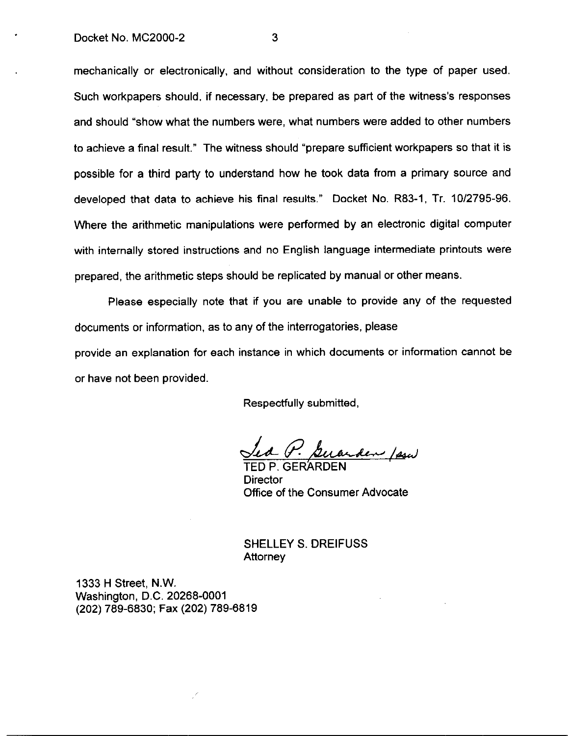mechanically or electronically, and without consideration to the type of paper used. Such workpapers should, if necessary, be prepared as part of the witness's responses and should "show what the numbers were, what numbers were added to other numbers to achieve a final result." The witness should "prepare sufficient workpapers so that it is possible for a third party to understand how he took data from a primary source and developed that data to achieve his final results." Docket No. R83-1, Tr. 10/2795-96. Where the arithmetic manipulations were performed by an electronic digital computer with internally stored instructions and no English language intermediate printouts were prepared, the arithmetic steps should be replicated by manual or other means.

Please especially note that if you are unable to provide any of the requested documents or information, as to any of the interrogatories, please provide an explanation for each instance in which documents or information cannot be or have not been provided.

Respectfully submitted,

Ted P. Gerarden /ssd

TED P. GERARDEN
Director
Office of the Consumer Advocate

SHELLEY S. DREIFUSS
Attorney

1333 H Street, N.W.
Washington, D.C. 20268-0001
(202) 789-6830; Fax (202) 789-6819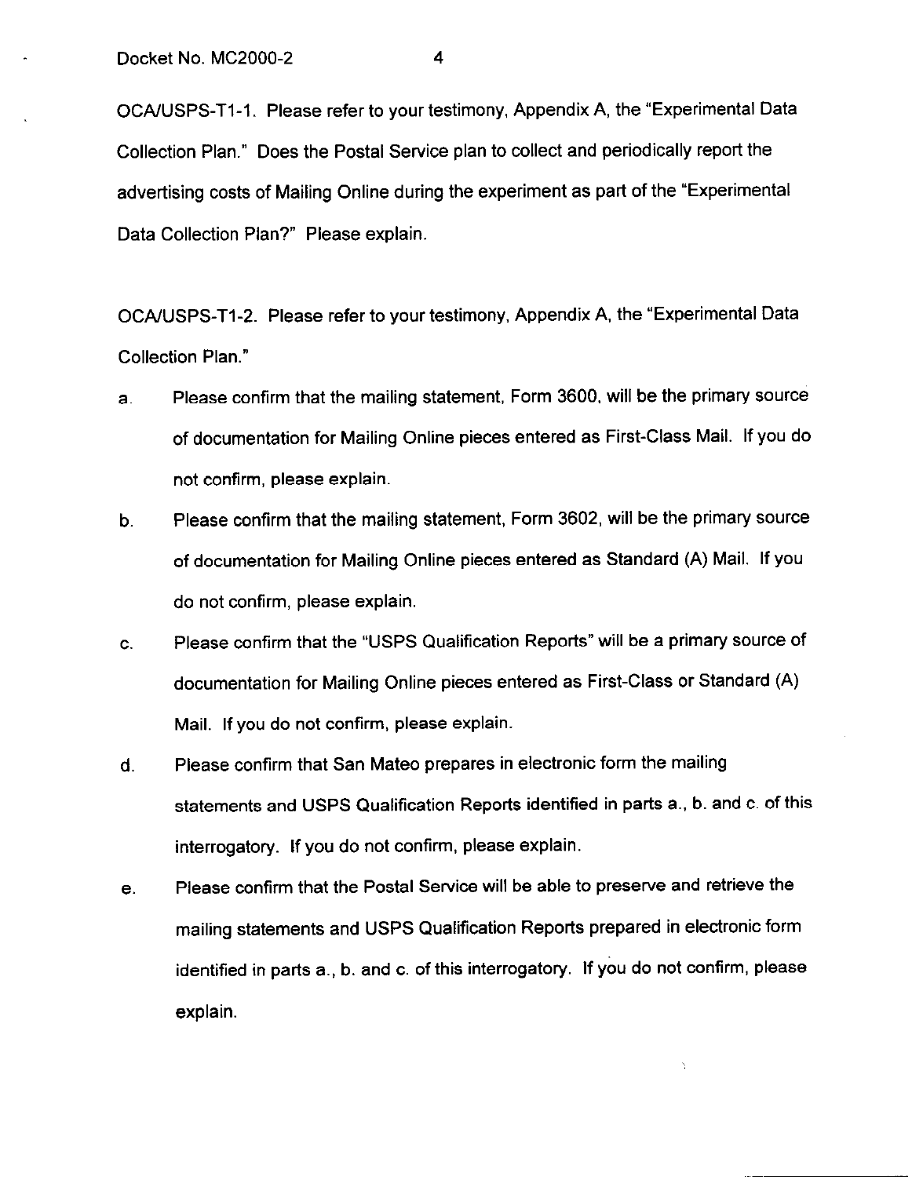OCA/USPS-T1-1. Please refer to your testimony, Appendix A, the "Experimental Data Collection Plan." Does the Postal Service plan to collect and periodically report the advertising costs of Mailing Online during the experiment as part of the "Experimental Data Collection Plan?" Please explain.

OCA/USPS-T1-2. Please refer to your testimony, Appendix A, the "Experimental Data Collection Plan."

a. Please confirm that the mailing statement, Form 3600, will be the primary source of documentation for Mailing Online pieces entered as First-Class Mail. If you do not confirm, please explain.

b. Please confirm that the mailing statement, Form 3602, will be the primary source of documentation for Mailing Online pieces entered as Standard (A) Mail. If you do not confirm, please explain.

c. Please confirm that the "USPS Qualification Reports" will be a primary source of documentation for Mailing Online pieces entered as First-Class or Standard (A) Mail. If you do not confirm, please explain.

d. Please confirm that San Mateo prepares in electronic form the mailing statements and USPS Qualification Reports identified in parts a., b. and c. of this interrogatory. If you do not confirm, please explain.

e. Please confirm that the Postal Service will be able to preserve and retrieve the mailing statements and USPS Qualification Reports prepared in electronic form identified in parts a., b. and c. of this interrogatory. If you do not confirm, please explain.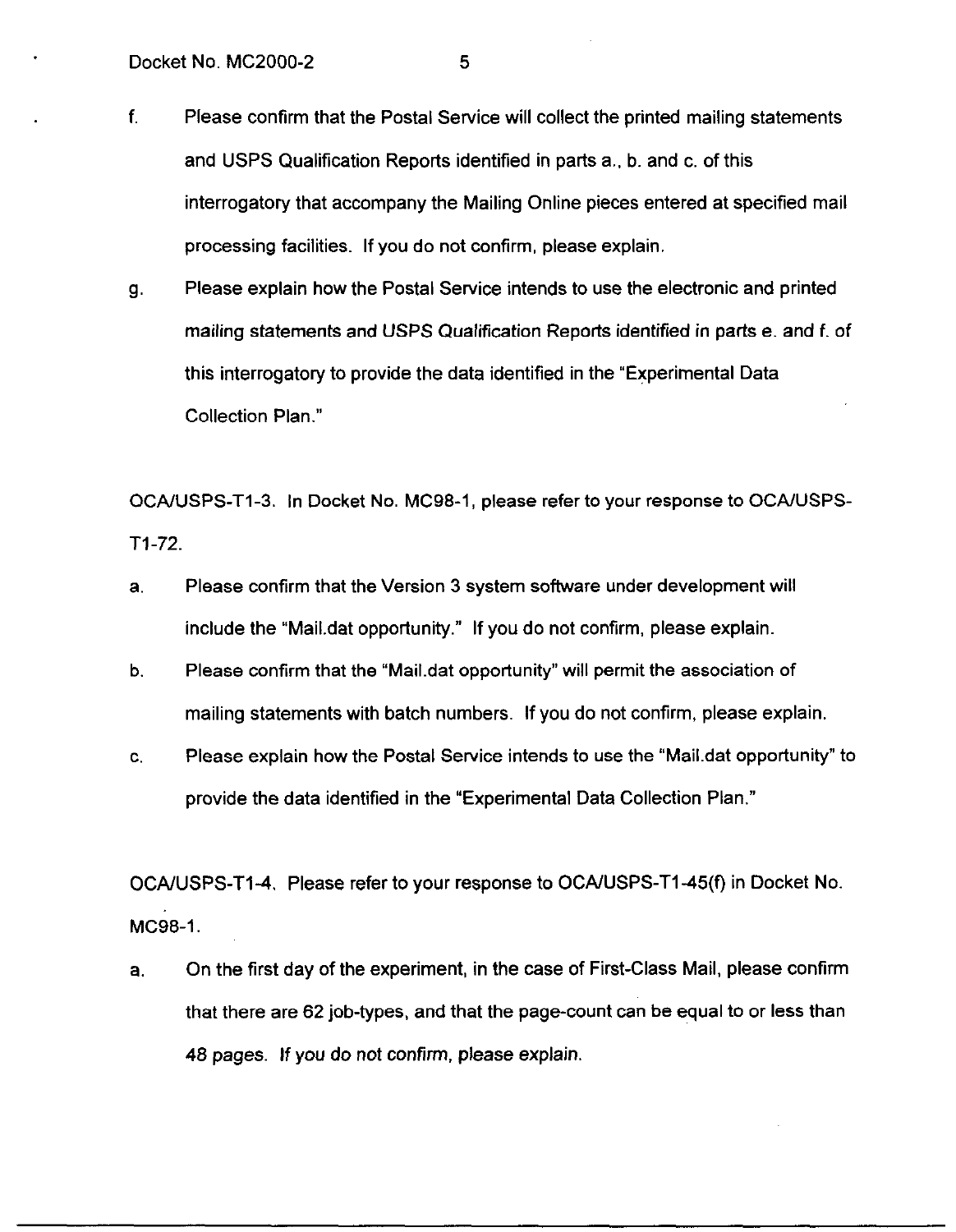f. Please confirm that the Postal Service will collect the printed mailing statements and USPS Qualification Reports identified in parts a., b. and c. of this interrogatory that accompany the Mailing Online pieces entered at specified mail processing facilities. If you do not confirm, please explain.

g. Please explain how the Postal Service intends to use the electronic and printed mailing statements and USPS Qualification Reports identified in parts e. and f. of this interrogatory to provide the data identified in the "Experimental Data Collection Plan."

OCA/USPS-T1-3. In Docket No. MC98-1, please refer to your response to OCA/USPS-T1-72.

a. Please confirm that the Version 3 system software under development will include the "Mail.dat opportunity." If you do not confirm, please explain.

b. Please confirm that the "Mail.dat opportunity" will permit the association of mailing statements with batch numbers. If you do not confirm, please explain.

c. Please explain how the Postal Service intends to use the "Mail.dat opportunity" to provide the data identified in the "Experimental Data Collection Plan."

OCA/USPS-T1-4. Please refer to your response to OCA/USPS-T1-45(f) in Docket No. MC98-1.

a. On the first day of the experiment, in the case of First-Class Mail, please confirm that there are 62 job-types, and that the page-count can be equal to or less than 48 pages. If you do not confirm, please explain.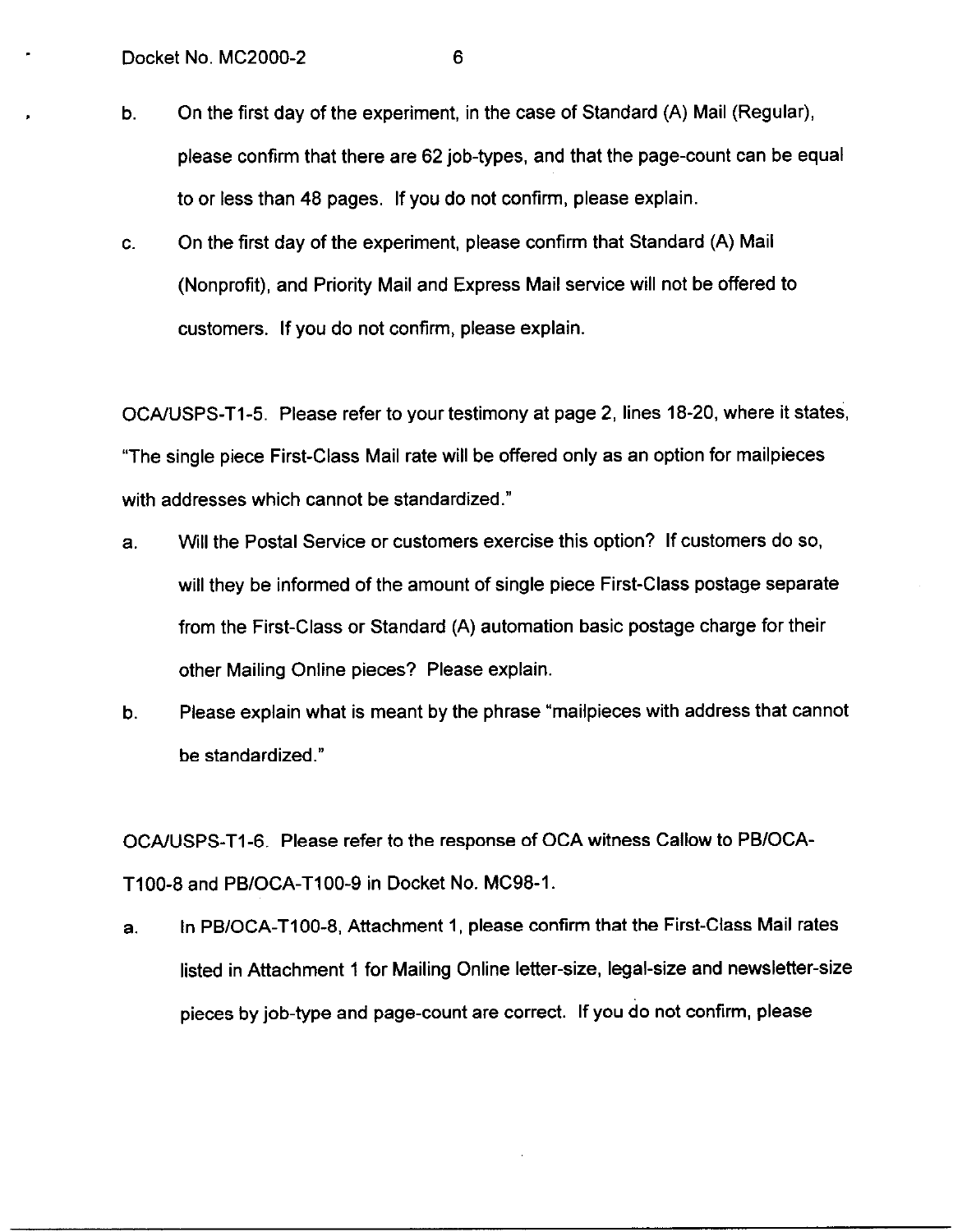b. On the first day of the experiment, in the case of Standard (A) Mail (Regular), please confirm that there are 62 job-types, and that the page-count can be equal to or less than 48 pages. If you do not confirm, please explain.

c. On the first day of the experiment, please confirm that Standard (A) Mail (Nonprofit), and Priority Mail and Express Mail service will not be offered to customers. If you do not confirm, please explain.

OCA/USPS-T1-5. Please refer to your testimony at page 2, lines 18-20, where it states, "The single piece First-Class Mail rate will be offered only as an option for mailpieces with addresses which cannot be standardized."

a. Will the Postal Service or customers exercise this option? If customers do so, will they be informed of the amount of single piece First-Class postage separate from the First-Class or Standard (A) automation basic postage charge for their other Mailing Online pieces? Please explain.

b. Please explain what is meant by the phrase "mailpieces with address that cannot be standardized."

OCA/USPS-T1-6. Please refer to the response of OCA witness Callow to PB/OCA-T100-8 and PB/OCA-T100-9 in Docket No. MC98-1.

a. In PB/OCA-T100-8, Attachment 1, please confirm that the First-Class Mail rates listed in Attachment 1 for Mailing Online letter-size, legal-size and newsletter-size pieces by job-type and page-count are correct. If you do not confirm, please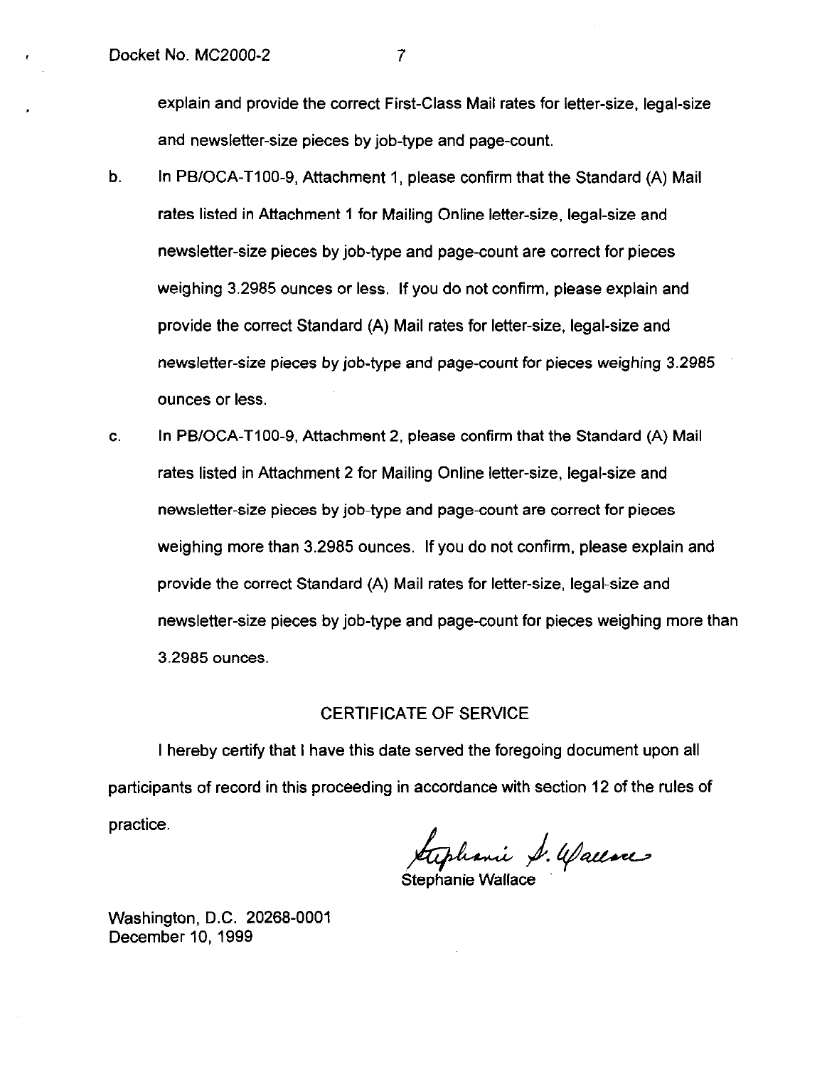explain and provide the correct First-Class Mail rates for letter-size, legal-size and newsletter-size pieces by job-type and page-count.

b. In PB/OCA-T100-9, Attachment 1, please confirm that the Standard (A) Mail rates listed in Attachment 1 for Mailing Online letter-size, legal-size and newsletter-size pieces by job-type and page-count are correct for pieces weighing 3.2985 ounces or less. If you do not confirm, please explain and provide the correct Standard (A) Mail rates for letter-size, legal-size and newsletter-size pieces by job-type and page-count for pieces weighing 3.2985 ounces or less.

c. In PB/OCA-T100-9, Attachment 2, please confirm that the Standard (A) Mail rates listed in Attachment 2 for Mailing Online letter-size, legal-size and newsletter-size pieces by job-type and page-count are correct for pieces weighing more than 3.2985 ounces. If you do not confirm, please explain and provide the correct Standard (A) Mail rates for letter-size, legal-size and newsletter-size pieces by job-type and page-count for pieces weighing more than 3.2985 ounces.

## CERTIFICATE OF SERVICE

I hereby certify that I have this date served the foregoing document upon all participants of record in this proceeding in accordance with section 12 of the rules of practice.

Stephanie S. Wallace

Stephanie Wallace

Washington, D.C. 20268-0001
December 10, 1999